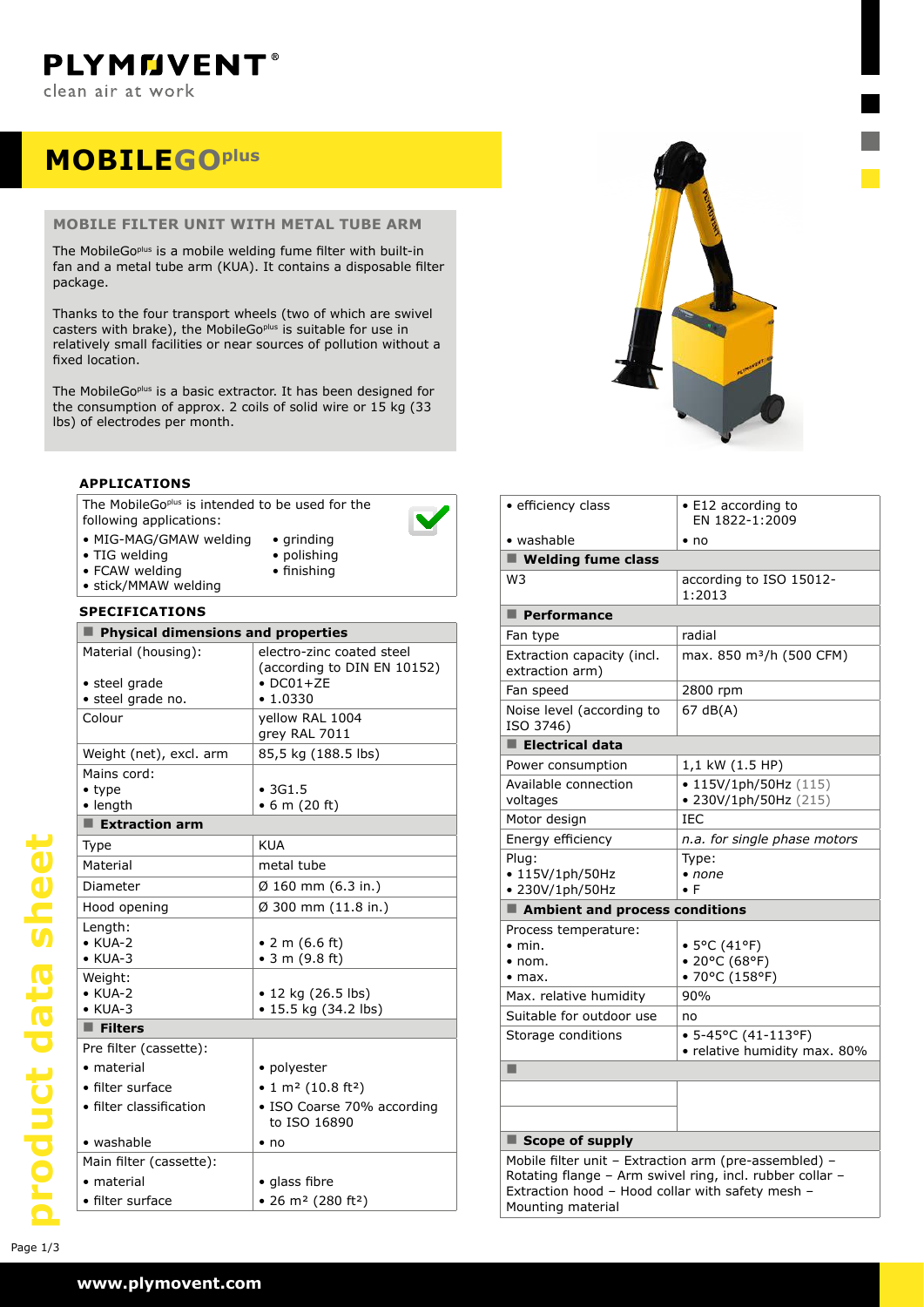# MOBILEGO^plus

## MOBILE FILTER UNIT WITH METAL TUBE ARM

The MobileGo^plus is a mobile welding fume filter with built-in fan and a metal tube arm (KUA). It contains a disposable filter package.

Thanks to the four transport wheels (two of which are swivel casters with brake), the MobileGo^plus is suitable for use in relatively small facilities or near sources of pollution without a fixed location.

The MobileGo^plus is a basic extractor. It has been designed for the consumption of approx. 2 coils of solid wire or 15 kg (33 lbs) of electrodes per month.

### APPLICATIONS

The MobileGo^plus is intended to be used for the following applications:

- MIG-MAG/GMAW welding
- TIG welding
- FCAW welding
- stick/MMAW welding
- grinding
- polishing
- finishing

### SPECIFICATIONS

| **Physical dimensions and properties** | |
|---|---|
| Material (housing):<br>• steel grade<br>• steel grade no. | electro-zinc coated steel (according to DIN EN 10152)<br>• DC01+ZE<br>• 1.0330 |
| Colour | yellow RAL 1004<br>grey RAL 7011 |
| Weight (net), excl. arm | 85,5 kg (188.5 lbs) |
| Mains cord:<br>• type<br>• length | <br>• 3G1.5<br>• 6 m (20 ft) |
| **Extraction arm** | |
| Type | KUA |
| Material | metal tube |
| Diameter | Ø 160 mm (6.3 in.) |
| Hood opening | Ø 300 mm (11.8 in.) |
| Length:<br>• KUA-2<br>• KUA-3 | <br>• 2 m (6.6 ft)<br>• 3 m (9.8 ft) |
| Weight:<br>• KUA-2<br>• KUA-3 | <br>• 12 kg (26.5 lbs)<br>• 15.5 kg (34.2 lbs) |
| **Filters** | |
| Pre filter (cassette):<br>• material<br>• filter surface<br>• filter classification<br>• washable | <br>• polyester<br>• 1 m² (10.8 ft²)<br>• ISO Coarse 70% according to ISO 16890<br>• no |
| Main filter (cassette):<br>• material<br>• filter surface<br>• efficiency class<br>• washable | <br>• glass fibre<br>• 26 m² (280 ft²)<br>• E12 according to EN 1822-1:2009<br>• no |
| **Welding fume class** | |
| W3 | according to ISO 15012-1:2013 |
| **Performance** | |
| Fan type | radial |
| Extraction capacity (incl. extraction arm) | max. 850 m³/h (500 CFM) |
| Fan speed | 2800 rpm |
| Noise level (according to ISO 3746) | 67 dB(A) |
| **Electrical data** | |
| Power consumption | 1,1 kW (1.5 HP) |
| Available connection voltages | • 115V/1ph/50Hz (115)<br>• 230V/1ph/50Hz (215) |
| Motor design | IEC |
| Energy efficiency | *n.a. for single phase motors* |
| Plug:<br>• 115V/1ph/50Hz<br>• 230V/1ph/50Hz | Type:<br>• *none*<br>• F |
| **Ambient and process conditions** | |
| Process temperature:<br>• min.<br>• nom.<br>• max. | <br>• 5°C (41°F)<br>• 20°C (68°F)<br>• 70°C (158°F) |
| Max. relative humidity | 90% |
| Suitable for outdoor use | no |
| Storage conditions | • 5-45°C (41-113°F)<br>• relative humidity max. 80% |

**Scope of supply**

Mobile filter unit – Extraction arm (pre-assembled) – Rotating flange – Arm swivel ring, incl. rubber collar – Extraction hood – Hood collar with safety mesh – Mounting material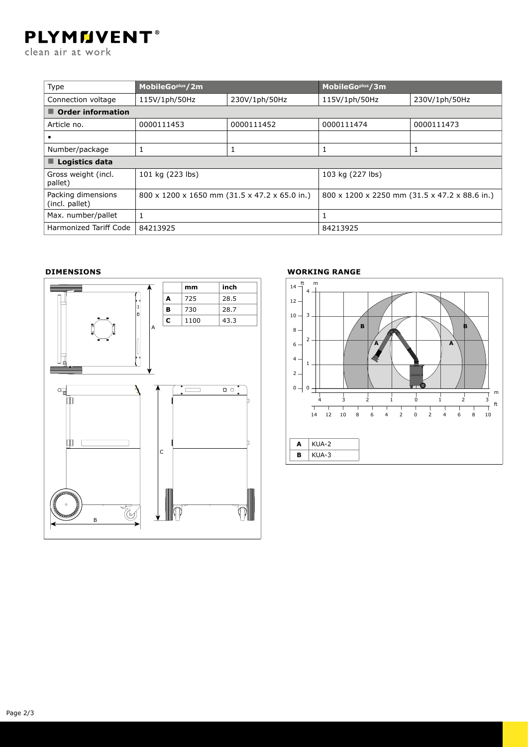| Type | MobileGoplus/2m | | MobileGoplus/3m | |
|---|---|---|---|---|
| Connection voltage | 115V/1ph/50Hz | 230V/1ph/50Hz | 115V/1ph/50Hz | 230V/1ph/50Hz |
| **Order information** | | | | |
| Article no. | 0000111453 | 0000111452 | 0000111474 | 0000111473 |
| • | | | | |
| Number/package | 1 | 1 | 1 | 1 |
| **Logistics data** | | | | |
| Gross weight (incl. pallet) | 101 kg (223 lbs) | | 103 kg (227 lbs) | |
| Packing dimensions (incl. pallet) | 800 x 1200 x 1650 mm (31.5 x 47.2 x 65.0 in.) | | 800 x 1200 x 2250 mm (31.5 x 47.2 x 88.6 in.) | |
| Max. number/pallet | 1 | | 1 | |
| Harmonized Tariff Code | 84213925 | | 84213925 | |

## DIMENSIONS

| | mm | inch |
|---|---|---|
| **A** | 725 | 28.5 |
| **B** | 730 | 28.7 |
| **C** | 1100 | 43.3 |

## WORKING RANGE

| | |
|---|---|
| **A** | KUA-2 |
| **B** | KUA-3 |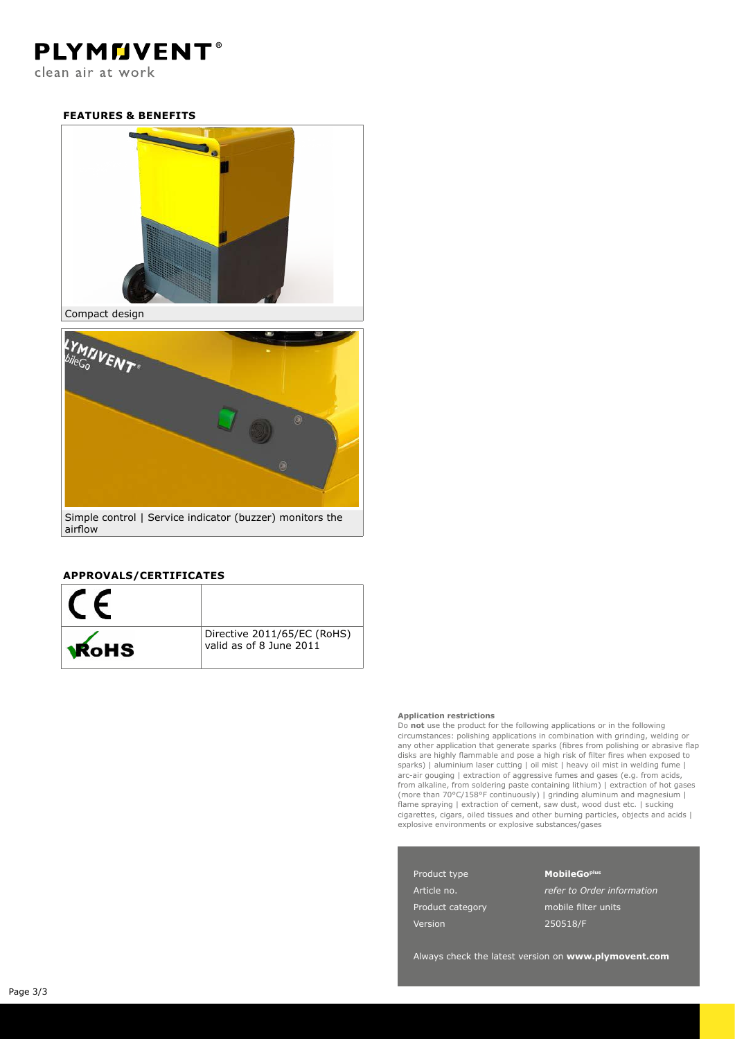## FEATURES & BENEFITS

Compact design

Simple control | Service indicator (buzzer) monitors the airflow

## APPROVALS/CERTIFICATES

| | |
|---|---|
| CE | |
| RoHS | Directive 2011/65/EC (RoHS) valid as of 8 June 2011 |

**Application restrictions**

Do **not** use the product for the following applications or in the following circumstances: polishing applications in combination with grinding, welding or any other application that generate sparks (fibres from polishing or abrasive flap disks are highly flammable and pose a high risk of filter fires when exposed to sparks) | aluminium laser cutting | oil mist | heavy oil mist in welding fume | arc-air gouging | extraction of aggressive fumes and gases (e.g. from acids, from alkaline, from soldering paste containing lithium) | extraction of hot gases (more than 70°C/158°F continuously) | grinding aluminum and magnesium | flame spraying | extraction of cement, saw dust, wood dust etc. | sucking cigarettes, cigars, oiled tissues and other burning particles, objects and acids | explosive environments or explosive substances/gases

| | |
|---|---|
| Product type | **MobileGo^plus** |
| Article no. | *refer to Order information* |
| Product category | mobile filter units |
| Version | 250518/F |

Always check the latest version on **www.plymovent.com**